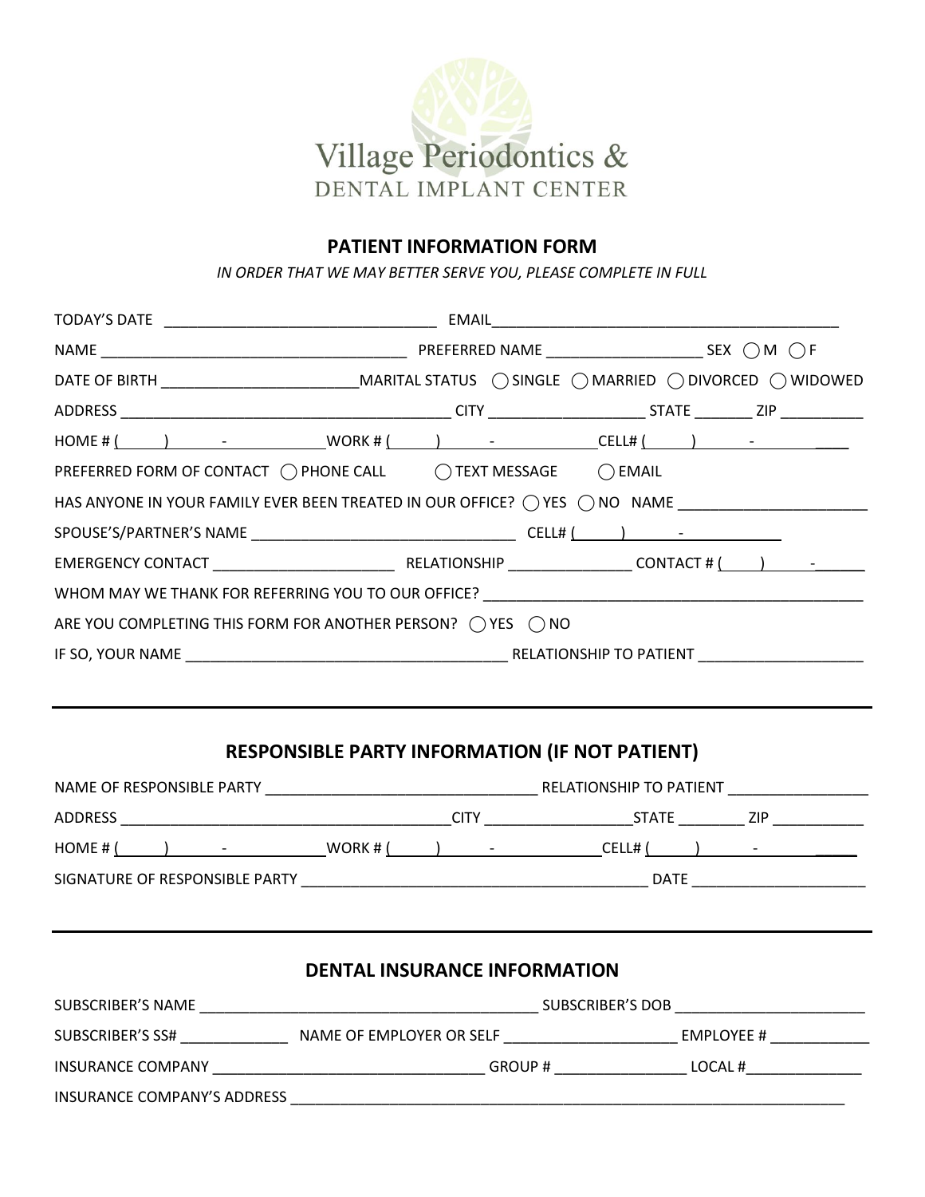Village Periodontics &
DENTAL IMPLANT CENTER

## PATIENT INFORMATION FORM

*IN ORDER THAT WE MAY BETTER SERVE YOU, PLEASE COMPLETE IN FULL*

TODAY'S DATE _______________________________ EMAIL _______________________________________

NAME ___________________________________ PREFERRED NAME __________________ SEX ◯ M ◯ F

DATE OF BIRTH _______________________ MARITAL STATUS ◯ SINGLE ◯ MARRIED ◯ DIVORCED ◯ WIDOWED

ADDRESS _______________________________________ CITY __________________ STATE _______ ZIP __________

HOME # (      )      -            WORK # (      )      -            CELL# (      )      -

PREFERRED FORM OF CONTACT ◯ PHONE CALL ◯ TEXT MESSAGE ◯ EMAIL

HAS ANYONE IN YOUR FAMILY EVER BEEN TREATED IN OUR OFFICE? ◯ YES ◯ NO NAME ______________________

SPOUSE'S/PARTNER'S NAME _______________________________ CELL# (      )      -

EMERGENCY CONTACT _____________________ RELATIONSHIP ______________ CONTACT # (      )      -

WHOM MAY WE THANK FOR REFERRING YOU TO OUR OFFICE? _____________________________________________

ARE YOU COMPLETING THIS FORM FOR ANOTHER PERSON? ◯ YES ◯ NO

IF SO, YOUR NAME _____________________________________ RELATIONSHIP TO PATIENT ___________________

---

## RESPONSIBLE PARTY INFORMATION (IF NOT PATIENT)

NAME OF RESPONSIBLE PARTY ________________________________ RELATIONSHIP TO PATIENT ________________

ADDRESS _______________________________________ CITY __________________ STATE ________ ZIP ___________

HOME # (      )      -            WORK # (      )      -            CELL# (      )      -

SIGNATURE OF RESPONSIBLE PARTY __________________________________________ DATE _____________________

---

## DENTAL INSURANCE INFORMATION

SUBSCRIBER'S NAME _________________________________________ SUBSCRIBER'S DOB _______________________

SUBSCRIBER'S SS# _____________ NAME OF EMPLOYER OR SELF _____________________ EMPLOYEE # ____________

INSURANCE COMPANY _________________________________ GROUP # ________________ LOCAL # ______________

INSURANCE COMPANY'S ADDRESS ____________________________________________________________________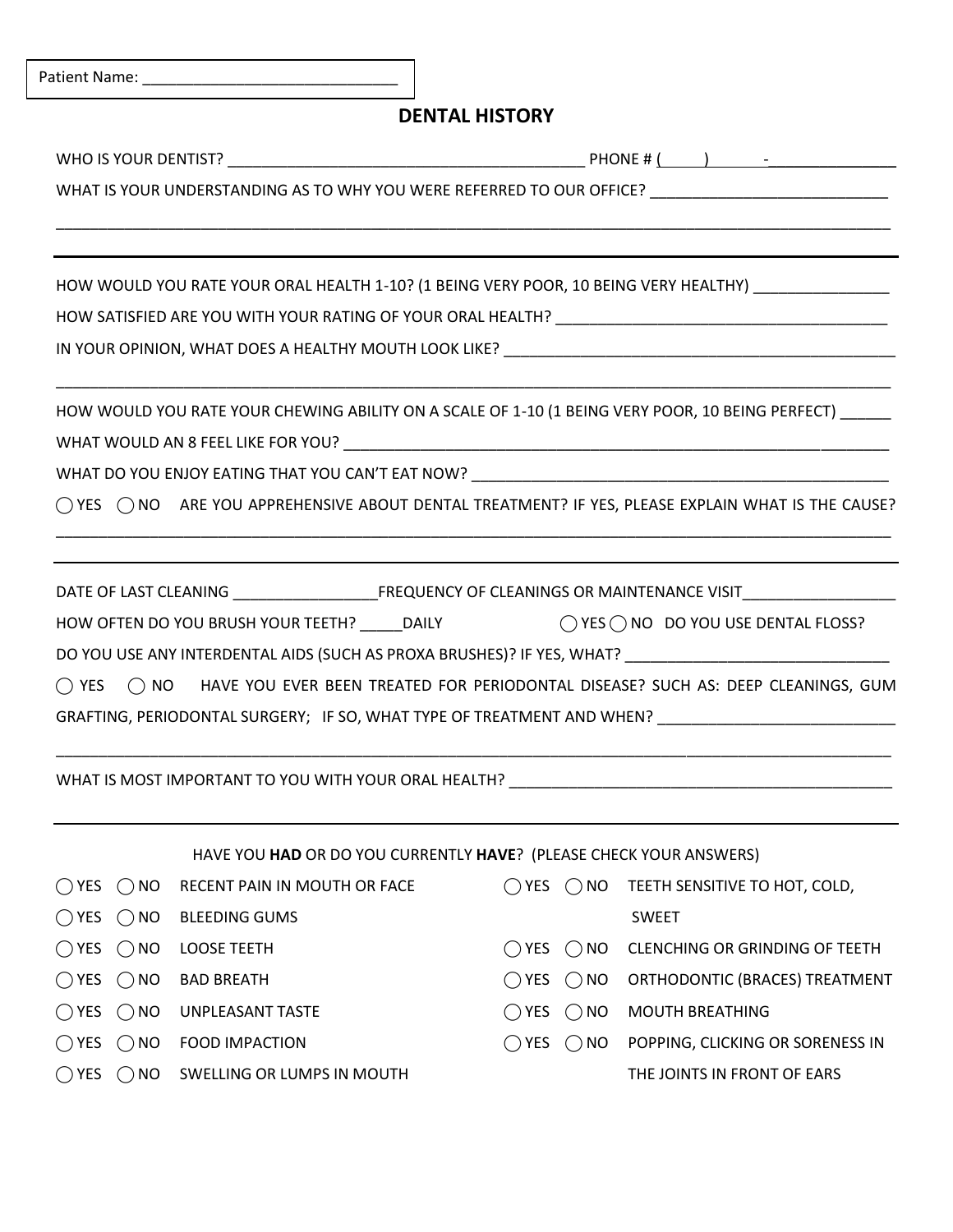Patient Name: ______________________________

# DENTAL HISTORY

WHO IS YOUR DENTIST? __________________________________________ PHONE # (____) ______-______________

WHAT IS YOUR UNDERSTANDING AS TO WHY YOU WERE REFERRED TO OUR OFFICE? ____________________________

_____________________________________________________________________________________________________

---

HOW WOULD YOU RATE YOUR ORAL HEALTH 1-10? (1 BEING VERY POOR, 10 BEING VERY HEALTHY) ________________

HOW SATISFIED ARE YOU WITH YOUR RATING OF YOUR ORAL HEALTH? ________________________________________

IN YOUR OPINION, WHAT DOES A HEALTHY MOUTH LOOK LIKE? ______________________________________________

_____________________________________________________________________________________________________

HOW WOULD YOU RATE YOUR CHEWING ABILITY ON A SCALE OF 1-10 (1 BEING VERY POOR, 10 BEING PERFECT) ______

WHAT WOULD AN 8 FEEL LIKE FOR YOU? _________________________________________________________________

WHAT DO YOU ENJOY EATING THAT YOU CAN'T EAT NOW? ___________________________________________________

◯ YES ◯ NO ARE YOU APPREHENSIVE ABOUT DENTAL TREATMENT? IF YES, PLEASE EXPLAIN WHAT IS THE CAUSE?

_____________________________________________________________________________________________________

---

DATE OF LAST CLEANING _________________ FREQUENCY OF CLEANINGS OR MAINTENANCE VISIT__________________

HOW OFTEN DO YOU BRUSH YOUR TEETH? _____DAILY ◯ YES ◯ NO DO YOU USE DENTAL FLOSS?

DO YOU USE ANY INTERDENTAL AIDS (SUCH AS PROXA BRUSHES)? IF YES, WHAT? _______________________________

◯ YES ◯ NO HAVE YOU EVER BEEN TREATED FOR PERIODONTAL DISEASE? SUCH AS: DEEP CLEANINGS, GUM GRAFTING, PERIODONTAL SURGERY; IF SO, WHAT TYPE OF TREATMENT AND WHEN? ____________________________

_____________________________________________________________________________________________________

WHAT IS MOST IMPORTANT TO YOU WITH YOUR ORAL HEALTH? ______________________________________________

---

HAVE YOU **HAD** OR DO YOU CURRENTLY **HAVE**? (PLEASE CHECK YOUR ANSWERS)

◯ YES ◯ NO RECENT PAIN IN MOUTH OR FACE

◯ YES ◯ NO BLEEDING GUMS

◯ YES ◯ NO LOOSE TEETH

◯ YES ◯ NO BAD BREATH

◯ YES ◯ NO UNPLEASANT TASTE

◯ YES ◯ NO FOOD IMPACTION

◯ YES ◯ NO SWELLING OR LUMPS IN MOUTH

◯ YES ◯ NO TEETH SENSITIVE TO HOT, COLD, SWEET

◯ YES ◯ NO CLENCHING OR GRINDING OF TEETH

◯ YES ◯ NO ORTHODONTIC (BRACES) TREATMENT

◯ YES ◯ NO MOUTH BREATHING

◯ YES ◯ NO POPPING, CLICKING OR SORENESS IN THE JOINTS IN FRONT OF EARS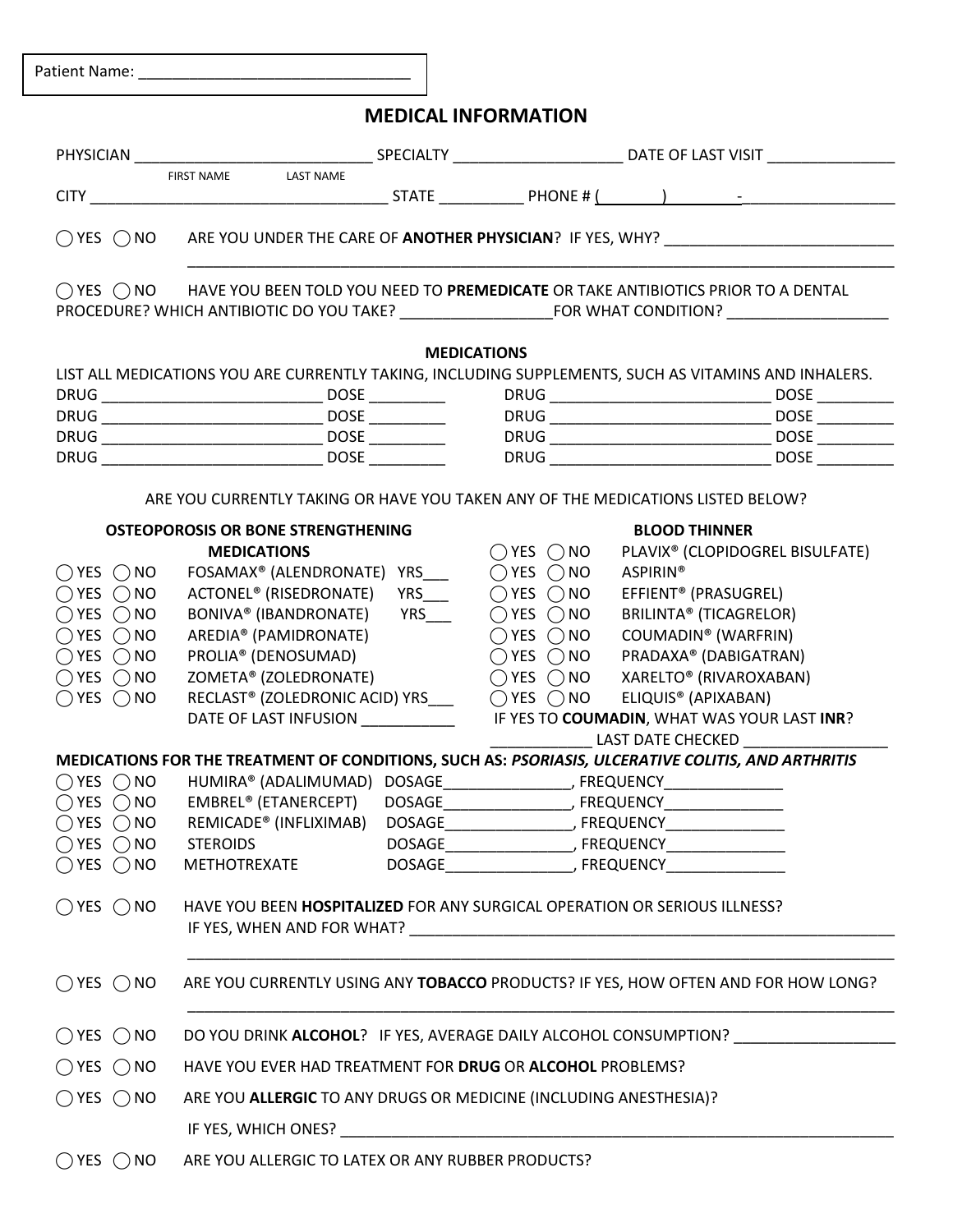Patient Name: ________________________________

# MEDICAL INFORMATION

PHYSICIAN ____________________________ SPECIALTY ____________________ DATE OF LAST VISIT _______________
FIRST NAME LAST NAME

CITY ____________________________________ STATE __________ PHONE # (_______) _________-__________________

◯ YES ◯ NO ARE YOU UNDER THE CARE OF **ANOTHER PHYSICIAN**? IF YES, WHY? ___________________________
_____________________________________________________________________________________

◯ YES ◯ NO HAVE YOU BEEN TOLD YOU NEED TO **PREMEDICATE** OR TAKE ANTIBIOTICS PRIOR TO A DENTAL PROCEDURE? WHICH ANTIBIOTIC DO YOU TAKE? __________________FOR WHAT CONDITION? ___________________

## MEDICATIONS

LIST ALL MEDICATIONS YOU ARE CURRENTLY TAKING, INCLUDING SUPPLEMENTS, SUCH AS VITAMINS AND INHALERS.

DRUG __________________________ DOSE _________ DRUG __________________________ DOSE _________
DRUG __________________________ DOSE _________ DRUG __________________________ DOSE _________
DRUG __________________________ DOSE _________ DRUG __________________________ DOSE _________
DRUG __________________________ DOSE _________ DRUG __________________________ DOSE _________

ARE YOU CURRENTLY TAKING OR HAVE YOU TAKEN ANY OF THE MEDICATIONS LISTED BELOW?

**OSTEOPOROSIS OR BONE STRENGTHENING MEDICATIONS**

◯ YES ◯ NO FOSAMAX® (ALENDRONATE) YRS___
◯ YES ◯ NO ACTONEL® (RISEDRONATE) YRS___
◯ YES ◯ NO BONIVA® (IBANDRONATE) YRS___
◯ YES ◯ NO AREDIA® (PAMIDRONATE)
◯ YES ◯ NO PROLIA® (DENOSUMAD)
◯ YES ◯ NO ZOMETA® (ZOLEDRONATE)
◯ YES ◯ NO RECLAST® (ZOLEDRONIC ACID) YRS___
DATE OF LAST INFUSION ___________

**BLOOD THINNER**

◯ YES ◯ NO PLAVIX® (CLOPIDOGREL BISULFATE)
◯ YES ◯ NO ASPIRIN®
◯ YES ◯ NO EFFIENT® (PRASUGREL)
◯ YES ◯ NO BRILINTA® (TICAGRELOR)
◯ YES ◯ NO COUMADIN® (WARFRIN)
◯ YES ◯ NO PRADAXA® (DABIGATRAN)
◯ YES ◯ NO XARELTO® (RIVAROXABAN)
◯ YES ◯ NO ELIQUIS® (APIXABAN)
IF YES TO **COUMADIN**, WHAT WAS YOUR LAST **INR**?
____________ LAST DATE CHECKED _________________

**MEDICATIONS FOR THE TREATMENT OF CONDITIONS, SUCH AS: *PSORIASIS, ULCERATIVE COLITIS, AND ARTHRITIS***

◯ YES ◯ NO HUMIRA® (ADALIMUMAD) DOSAGE_______________, FREQUENCY______________
◯ YES ◯ NO EMBREL® (ETANERCEPT) DOSAGE_______________, FREQUENCY______________
◯ YES ◯ NO REMICADE® (INFLIXIMAB) DOSAGE_______________, FREQUENCY______________
◯ YES ◯ NO STEROIDS DOSAGE_______________, FREQUENCY______________
◯ YES ◯ NO METHOTREXATE DOSAGE_______________, FREQUENCY______________

◯ YES ◯ NO HAVE YOU BEEN **HOSPITALIZED** FOR ANY SURGICAL OPERATION OR SERIOUS ILLNESS? IF YES, WHEN AND FOR WHAT? _____________________________________________________________
_____________________________________________________________________________________

◯ YES ◯ NO ARE YOU CURRENTLY USING ANY **TOBACCO** PRODUCTS? IF YES, HOW OFTEN AND FOR HOW LONG?
_____________________________________________________________________________________

◯ YES ◯ NO DO YOU DRINK **ALCOHOL**? IF YES, AVERAGE DAILY ALCOHOL CONSUMPTION? ___________________

◯ YES ◯ NO HAVE YOU EVER HAD TREATMENT FOR **DRUG** OR **ALCOHOL** PROBLEMS?

◯ YES ◯ NO ARE YOU **ALLERGIC** TO ANY DRUGS OR MEDICINE (INCLUDING ANESTHESIA)?
IF YES, WHICH ONES? _________________________________________________________________

◯ YES ◯ NO ARE YOU ALLERGIC TO LATEX OR ANY RUBBER PRODUCTS?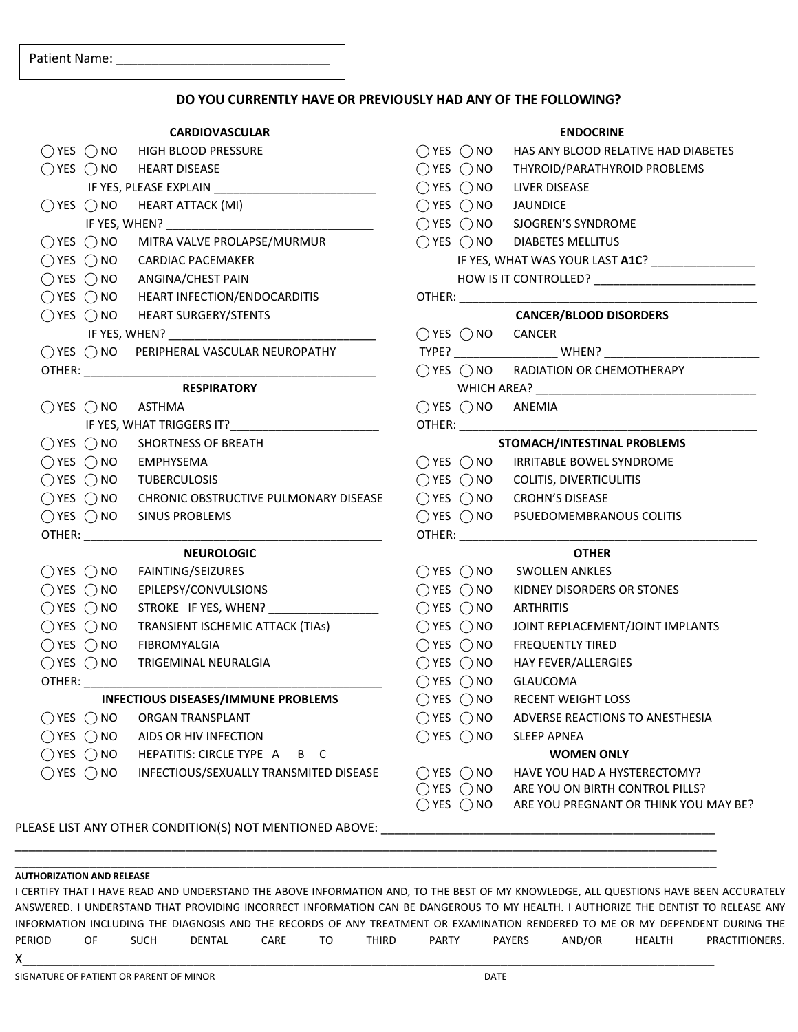Patient Name: ______________________________

## DO YOU CURRENTLY HAVE OR PREVIOUSLY HAD ANY OF THE FOLLOWING?

### CARDIOVASCULAR

- ◯ YES ◯ NO HIGH BLOOD PRESSURE
- ◯ YES ◯ NO HEART DISEASE
  - IF YES, PLEASE EXPLAIN ___________________________
- ◯ YES ◯ NO HEART ATTACK (MI)
  - IF YES, WHEN? _________________________________
- ◯ YES ◯ NO MITRA VALVE PROLAPSE/MURMUR
- ◯ YES ◯ NO CARDIAC PACEMAKER
- ◯ YES ◯ NO ANGINA/CHEST PAIN
- ◯ YES ◯ NO HEART INFECTION/ENDOCARDITIS
- ◯ YES ◯ NO HEART SURGERY/STENTS
  - IF YES, WHEN? _________________________________
- ◯ YES ◯ NO PERIPHERAL VASCULAR NEUROPATHY

OTHER: _______________________________________________

### RESPIRATORY

- ◯ YES ◯ NO ASTHMA
  - IF YES, WHAT TRIGGERS IT?________________________
- ◯ YES ◯ NO SHORTNESS OF BREATH
- ◯ YES ◯ NO EMPHYSEMA
- ◯ YES ◯ NO TUBERCULOSIS
- ◯ YES ◯ NO CHRONIC OBSTRUCTIVE PULMONARY DISEASE
- ◯ YES ◯ NO SINUS PROBLEMS

OTHER: _______________________________________________

### NEUROLOGIC

- ◯ YES ◯ NO FAINTING/SEIZURES
- ◯ YES ◯ NO EPILEPSY/CONVULSIONS
- ◯ YES ◯ NO STROKE IF YES, WHEN? _________________
- ◯ YES ◯ NO TRANSIENT ISCHEMIC ATTACK (TIAs)
- ◯ YES ◯ NO FIBROMYALGIA
- ◯ YES ◯ NO TRIGEMINAL NEURALGIA

OTHER: _______________________________________________

### INFECTIOUS DISEASES/IMMUNE PROBLEMS

- ◯ YES ◯ NO ORGAN TRANSPLANT
- ◯ YES ◯ NO AIDS OR HIV INFECTION
- ◯ YES ◯ NO HEPATITIS: CIRCLE TYPE A B C
- ◯ YES ◯ NO INFECTIOUS/SEXUALLY TRANSMITED DISEASE

### ENDOCRINE

- ◯ YES ◯ NO HAS ANY BLOOD RELATIVE HAD DIABETES
- ◯ YES ◯ NO THYROID/PARATHYROID PROBLEMS
- ◯ YES ◯ NO LIVER DISEASE
- ◯ YES ◯ NO JAUNDICE
- ◯ YES ◯ NO SJOGREN'S SYNDROME
- ◯ YES ◯ NO DIABETES MELLITUS
  - IF YES, WHAT WAS YOUR LAST **A1C**? ________________
  - HOW IS IT CONTROLLED? _________________________

OTHER: _______________________________________________

### CANCER/BLOOD DISORDERS

- ◯ YES ◯ NO CANCER
  - TYPE? ________________ WHEN? ________________________
- ◯ YES ◯ NO RADIATION OR CHEMOTHERAPY
  - WHICH AREA? _________________________________
- ◯ YES ◯ NO ANEMIA

OTHER: _______________________________________________

### STOMACH/INTESTINAL PROBLEMS

- ◯ YES ◯ NO IRRITABLE BOWEL SYNDROME
- ◯ YES ◯ NO COLITIS, DIVERTICULITIS
- ◯ YES ◯ NO CROHN'S DISEASE
- ◯ YES ◯ NO PSUEDOMEMBRANOUS COLITIS

OTHER: _______________________________________________

### OTHER

- ◯ YES ◯ NO SWOLLEN ANKLES
- ◯ YES ◯ NO KIDNEY DISORDERS OR STONES
- ◯ YES ◯ NO ARTHRITIS
- ◯ YES ◯ NO JOINT REPLACEMENT/JOINT IMPLANTS
- ◯ YES ◯ NO FREQUENTLY TIRED
- ◯ YES ◯ NO HAY FEVER/ALLERGIES
- ◯ YES ◯ NO GLAUCOMA
- ◯ YES ◯ NO RECENT WEIGHT LOSS
- ◯ YES ◯ NO ADVERSE REACTIONS TO ANESTHESIA
- ◯ YES ◯ NO SLEEP APNEA

### WOMEN ONLY

- ◯ YES ◯ NO HAVE YOU HAD A HYSTERECTOMY?
- ◯ YES ◯ NO ARE YOU ON BIRTH CONTROL PILLS?
- ◯ YES ◯ NO ARE YOU PREGNANT OR THINK YOU MAY BE?

PLEASE LIST ANY OTHER CONDITION(S) NOT MENTIONED ABOVE: ___________________________________________________

_____________________________________________________________________________________________________

_____________________________________________________________________________________________________

**AUTHORIZATION AND RELEASE**

I CERTIFY THAT I HAVE READ AND UNDERSTAND THE ABOVE INFORMATION AND, TO THE BEST OF MY KNOWLEDGE, ALL QUESTIONS HAVE BEEN ACCURATELY ANSWERED. I UNDERSTAND THAT PROVIDING INCORRECT INFORMATION CAN BE DANGEROUS TO MY HEALTH. I AUTHORIZE THE DENTIST TO RELEASE ANY INFORMATION INCLUDING THE DIAGNOSIS AND THE RECORDS OF ANY TREATMENT OR EXAMINATION RENDERED TO ME OR MY DEPENDENT DURING THE PERIOD OF SUCH DENTAL CARE TO THIRD PARTY PAYERS AND/OR HEALTH PRACTITIONERS.

X_____________________________________________________________________________________________________

SIGNATURE OF PATIENT OR PARENT OF MINOR DATE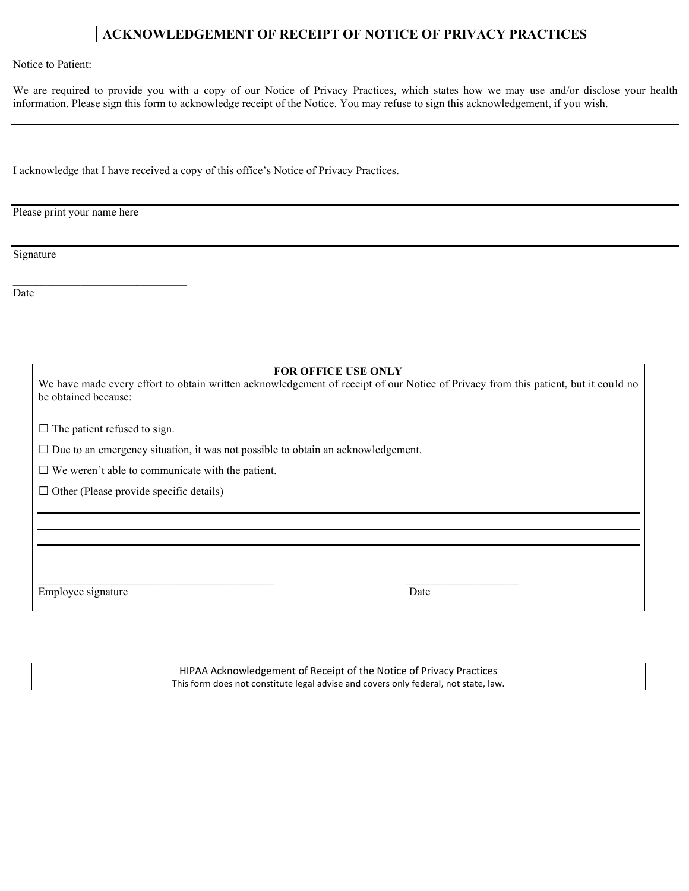# ACKNOWLEDGEMENT OF RECEIPT OF NOTICE OF PRIVACY PRACTICES

Notice to Patient:

We are required to provide you with a copy of our Notice of Privacy Practices, which states how we may use and/or disclose your health information. Please sign this form to acknowledge receipt of the Notice. You may refuse to sign this acknowledgement, if you wish.

---

I acknowledge that I have received a copy of this office's Notice of Privacy Practices.

---

Please print your name here

---

Signature

\_\_\_\_\_\_\_\_\_\_\_\_\_\_\_\_\_\_\_\_\_\_\_\_\_\_\_\_\_\_

Date

**FOR OFFICE USE ONLY**

We have made every effort to obtain written acknowledgement of receipt of our Notice of Privacy from this patient, but it could no be obtained because:

☐ The patient refused to sign.

☐ Due to an emergency situation, it was not possible to obtain an acknowledgement.

☐ We weren't able to communicate with the patient.

☐ Other (Please provide specific details)

---

---

---

\_\_\_\_\_\_\_\_\_\_\_\_\_\_\_\_\_\_\_\_\_\_\_\_\_\_\_\_\_\_\_\_\_\_\_\_\_\_\_\_ \_\_\_\_\_\_\_\_\_\_\_\_\_\_\_\_\_\_\_\_

Employee signature Date

HIPAA Acknowledgement of Receipt of the Notice of Privacy Practices

This form does not constitute legal advise and covers only federal, not state, law.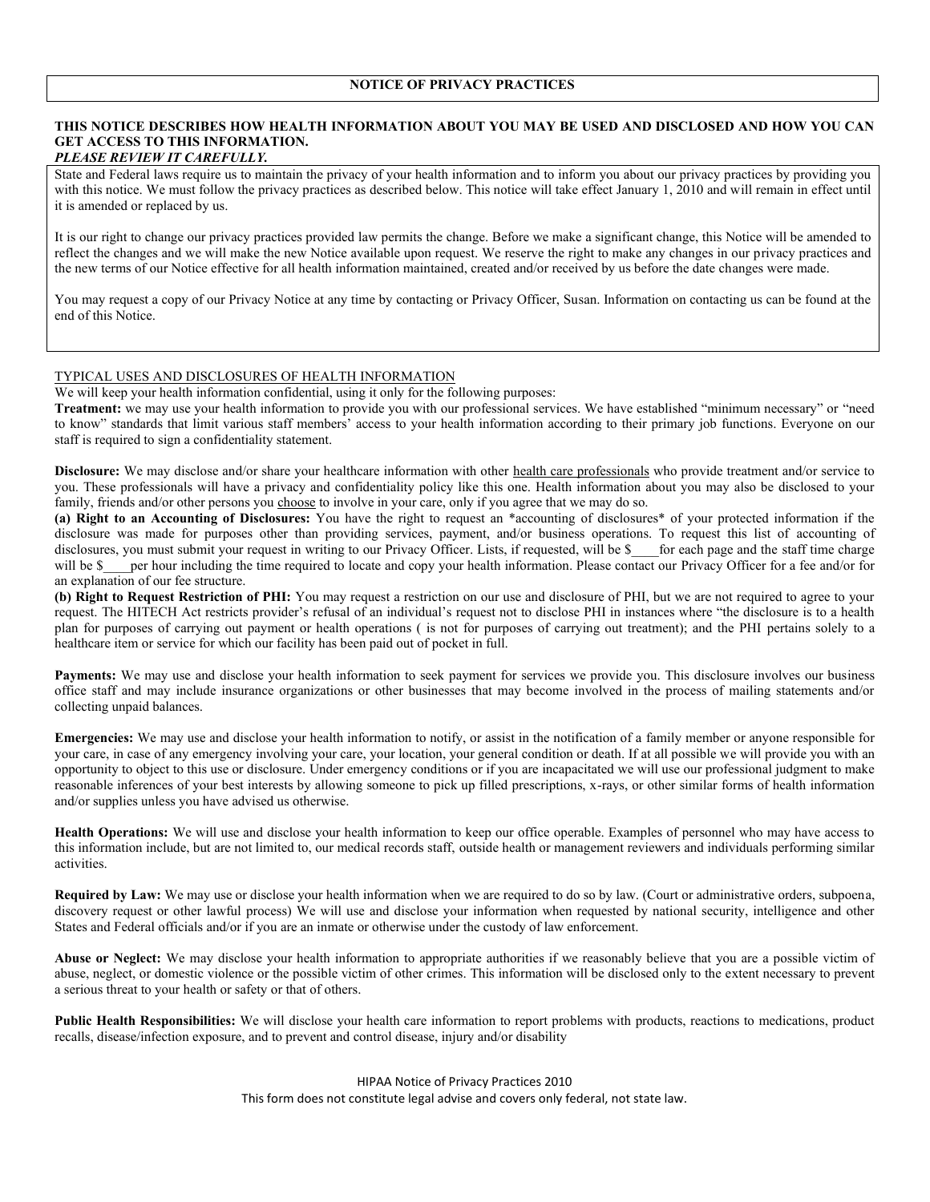## NOTICE OF PRIVACY PRACTICES

**THIS NOTICE DESCRIBES HOW HEALTH INFORMATION ABOUT YOU MAY BE USED AND DISCLOSED AND HOW YOU CAN GET ACCESS TO THIS INFORMATION.**
***PLEASE REVIEW IT CAREFULLY.***

State and Federal laws require us to maintain the privacy of your health information and to inform you about our privacy practices by providing you with this notice. We must follow the privacy practices as described below. This notice will take effect January 1, 2010 and will remain in effect until it is amended or replaced by us.

It is our right to change our privacy practices provided law permits the change. Before we make a significant change, this Notice will be amended to reflect the changes and we will make the new Notice available upon request. We reserve the right to make any changes in our privacy practices and the new terms of our Notice effective for all health information maintained, created and/or received by us before the date changes were made.

You may request a copy of our Privacy Notice at any time by contacting or Privacy Officer, Susan. Information on contacting us can be found at the end of this Notice.

TYPICAL USES AND DISCLOSURES OF HEALTH INFORMATION

We will keep your health information confidential, using it only for the following purposes:

**Treatment:** we may use your health information to provide you with our professional services. We have established "minimum necessary" or "need to know" standards that limit various staff members' access to your health information according to their primary job functions. Everyone on our staff is required to sign a confidentiality statement.

**Disclosure:** We may disclose and/or share your healthcare information with other health care professionals who provide treatment and/or service to you. These professionals will have a privacy and confidentiality policy like this one. Health information about you may also be disclosed to your family, friends and/or other persons you choose to involve in your care, only if you agree that we may do so.

**(a) Right to an Accounting of Disclosures:** You have the right to request an *accounting of disclosures* of your protected information if the disclosure was made for purposes other than providing services, payment, and/or business operations. To request this list of accounting of disclosures, you must submit your request in writing to our Privacy Officer. Lists, if requested, will be $____for each page and the staff time charge will be $____per hour including the time required to locate and copy your health information. Please contact our Privacy Officer for a fee and/or for an explanation of our fee structure.

**(b) Right to Request Restriction of PHI:** You may request a restriction on our use and disclosure of PHI, but we are not required to agree to your request. The HITECH Act restricts provider's refusal of an individual's request not to disclose PHI in instances where "the disclosure is to a health plan for purposes of carrying out payment or health operations ( is not for purposes of carrying out treatment); and the PHI pertains solely to a healthcare item or service for which our facility has been paid out of pocket in full.

**Payments:** We may use and disclose your health information to seek payment for services we provide you. This disclosure involves our business office staff and may include insurance organizations or other businesses that may become involved in the process of mailing statements and/or collecting unpaid balances.

**Emergencies:** We may use and disclose your health information to notify, or assist in the notification of a family member or anyone responsible for your care, in case of any emergency involving your care, your location, your general condition or death. If at all possible we will provide you with an opportunity to object to this use or disclosure. Under emergency conditions or if you are incapacitated we will use our professional judgment to make reasonable inferences of your best interests by allowing someone to pick up filled prescriptions, x-rays, or other similar forms of health information and/or supplies unless you have advised us otherwise.

**Health Operations:** We will use and disclose your health information to keep our office operable. Examples of personnel who may have access to this information include, but are not limited to, our medical records staff, outside health or management reviewers and individuals performing similar activities.

**Required by Law:** We may use or disclose your health information when we are required to do so by law. (Court or administrative orders, subpoena, discovery request or other lawful process) We will use and disclose your information when requested by national security, intelligence and other States and Federal officials and/or if you are an inmate or otherwise under the custody of law enforcement.

**Abuse or Neglect:** We may disclose your health information to appropriate authorities if we reasonably believe that you are a possible victim of abuse, neglect, or domestic violence or the possible victim of other crimes. This information will be disclosed only to the extent necessary to prevent a serious threat to your health or safety or that of others.

**Public Health Responsibilities:** We will disclose your health care information to report problems with products, reactions to medications, product recalls, disease/infection exposure, and to prevent and control disease, injury and/or disability

HIPAA Notice of Privacy Practices 2010
This form does not constitute legal advise and covers only federal, not state law.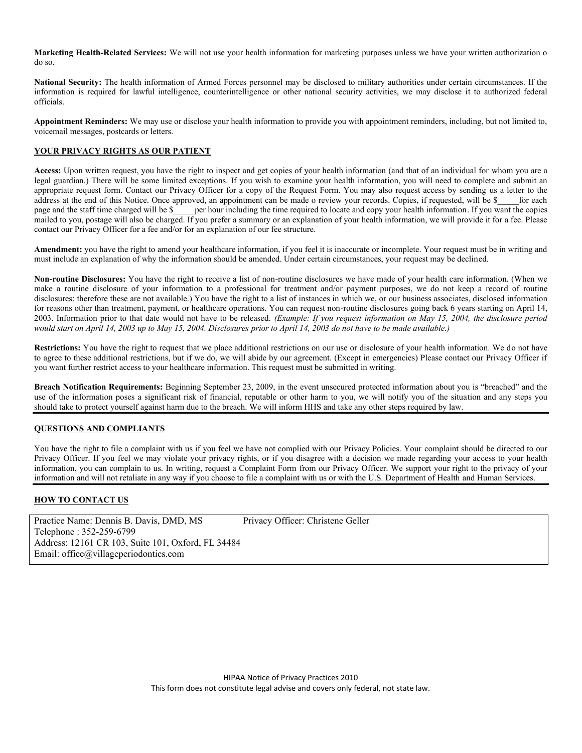**Marketing Health-Related Services:** We will not use your health information for marketing purposes unless we have your written authorization o do so.

**National Security:** The health information of Armed Forces personnel may be disclosed to military authorities under certain circumstances. If the information is required for lawful intelligence, counterintelligence or other national security activities, we may disclose it to authorized federal officials.

**Appointment Reminders:** We may use or disclose your health information to provide you with appointment reminders, including, but not limited to, voicemail messages, postcards or letters.

## YOUR PRIVACY RIGHTS AS OUR PATIENT

**Access:** Upon written request, you have the right to inspect and get copies of your health information (and that of an individual for whom you are a legal guardian.) There will be some limited exceptions. If you wish to examine your health information, you will need to complete and submit an appropriate request form. Contact our Privacy Officer for a copy of the Request Form. You may also request access by sending us a letter to the address at the end of this Notice. Once approved, an appointment can be made o review your records. Copies, if requested, will be $_____for each page and the staff time charged will be $_____per hour including the time required to locate and copy your health information. If you want the copies mailed to you, postage will also be charged. If you prefer a summary or an explanation of your health information, we will provide it for a fee. Please contact our Privacy Officer for a fee and/or for an explanation of our fee structure.

**Amendment:** you have the right to amend your healthcare information, if you feel it is inaccurate or incomplete. Your request must be in writing and must include an explanation of why the information should be amended. Under certain circumstances, your request may be declined.

**Non-routine Disclosures:** You have the right to receive a list of non-routine disclosures we have made of your health care information. (When we make a routine disclosure of your information to a professional for treatment and/or payment purposes, we do not keep a record of routine disclosures: therefore these are not available.) You have the right to a list of instances in which we, or our business associates, disclosed information for reasons other than treatment, payment, or healthcare operations. You can request non-routine disclosures going back 6 years starting on April 14, 2003. Information prior to that date would not have to be released. *(Example: If you request information on May 15, 2004, the disclosure period would start on April 14, 2003 up to May 15, 2004. Disclosures prior to April 14, 2003 do not have to be made available.)*

**Restrictions:** You have the right to request that we place additional restrictions on our use or disclosure of your health information. We do not have to agree to these additional restrictions, but if we do, we will abide by our agreement. (Except in emergencies) Please contact our Privacy Officer if you want further restrict access to your healthcare information. This request must be submitted in writing.

**Breach Notification Requirements:** Beginning September 23, 2009, in the event unsecured protected information about you is "breached" and the use of the information poses a significant risk of financial, reputable or other harm to you, we will notify you of the situation and any steps you should take to protect yourself against harm due to the breach. We will inform HHS and take any other steps required by law.

## QUESTIONS AND COMPLIANTS

You have the right to file a complaint with us if you feel we have not complied with our Privacy Policies. Your complaint should be directed to our Privacy Officer. If you feel we may violate your privacy rights, or if you disagree with a decision we made regarding your access to your health information, you can complain to us. In writing, request a Complaint Form from our Privacy Officer. We support your right to the privacy of your information and will not retaliate in any way if you choose to file a complaint with us or with the U.S. Department of Health and Human Services.

## HOW TO CONTACT US

Practice Name: Dennis B. Davis, DMD, MS  
Privacy Officer: Christene Geller  
Telephone : 352-259-6799  
Address: 12161 CR 103, Suite 101, Oxford, FL 34484  
Email: office@villageperiodontics.com

HIPAA Notice of Privacy Practices 2010  
This form does not constitute legal advise and covers only federal, not state law.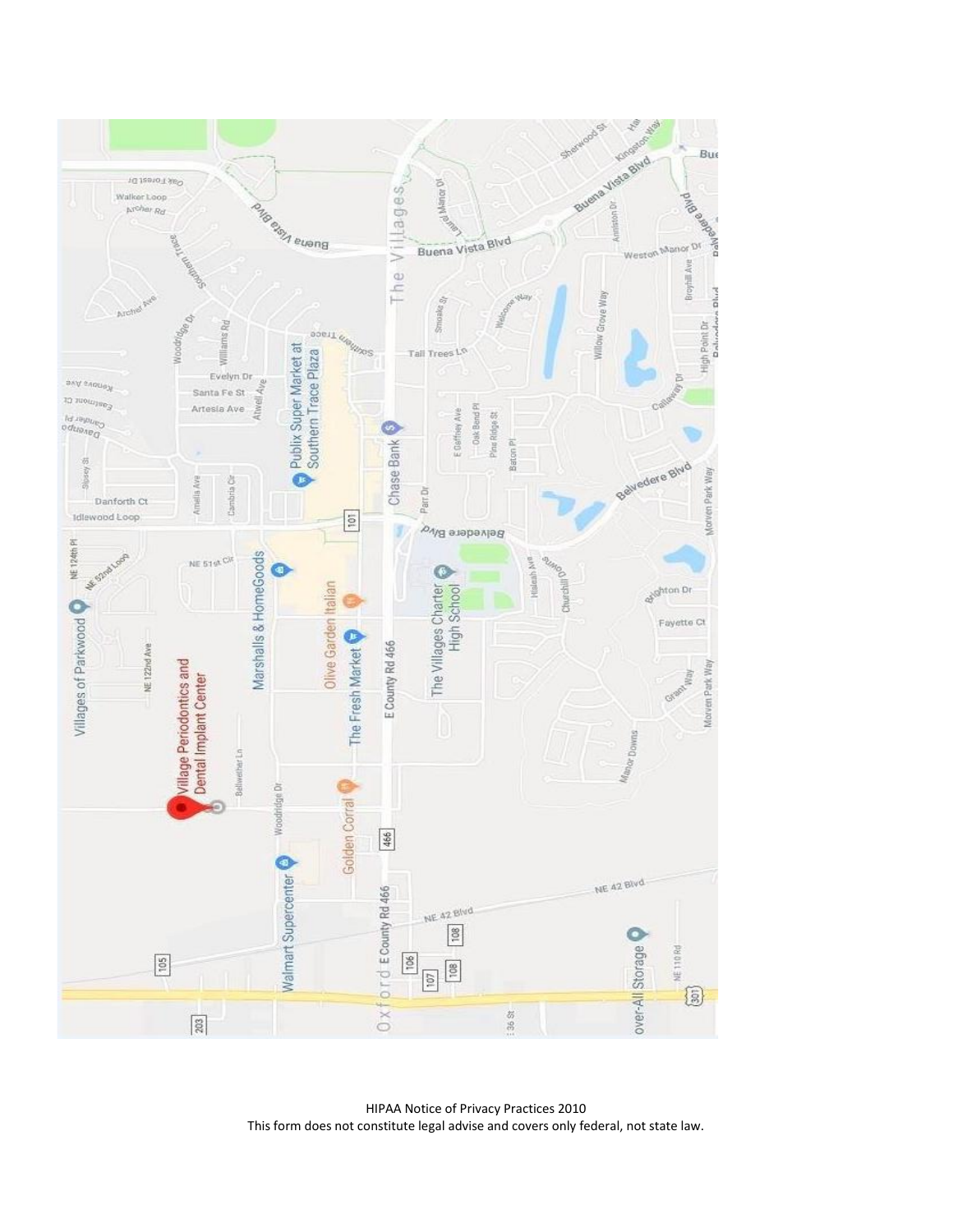Village Periodontics and Dental Implant Center

Villages of Parkwood

Marshalls & HomeGoods

Olive Garden Italian

The Fresh Market

Golden Corral

Walmart Supercenter

Publix Super Market at Southern Trace Plaza

Chase Bank

The Villages Charter High School

over-All Storage

E County Rd 466

Buena Vista Blvd

Belvedere Blvd

NE 42 Blvd

Oxford

The Villages

Woodridge Dr

Bellwether Ln

NE 122nd Ave

NE 124th Pl

NE 52nd Loop

NE 51st Cir

Idlewood Loop

Danforth Ct

Southern Trace

Williams Rd

Evelyn Dr

Santa Fe St

Artesia Ave

Atwell Ave

Amelia Ave

Cambria Cir

Archer Ave

Archer Rd

Walker Loop

Oak Forest Dr

Tall Trees Ln

Parr Dr

E Gaffney Ave

Oak Bend Pl

Pine Ridge St

Baton Pl

Smoake St

Welcome Way

Laurel Manor Dr

Sherwood St

Kingston Way

Anniston Dr

Weston Manor Dr

Willow Grove Way

Broyhill Ave

High Point Dr

Callaway Dr

Morven Park Way

Brighton Dr

Fayette Ct

Grant Way

Manor Downs

Churchill Downs

Hialeah Ave

NE 110 Rd

101

466

105

106

107

108

203

301